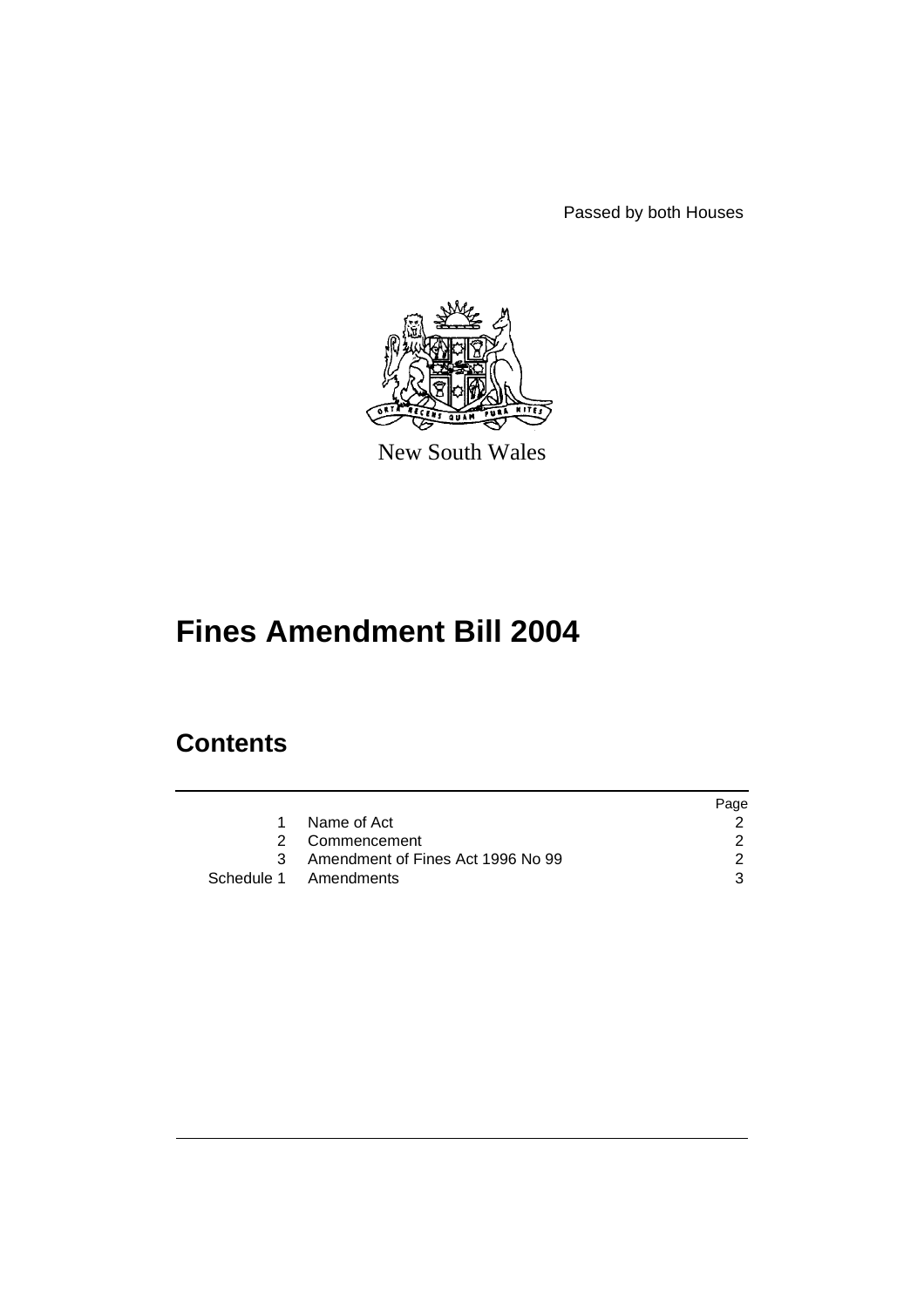Passed by both Houses

New South Wales

# Fines Amendment Bill 2004

## Contents

| | | Page |
|---|---|---|
| 1 | Name of Act | 2 |
| 2 | Commencement | 2 |
| 3 | Amendment of Fines Act 1996 No 99 | 2 |
| Schedule 1 | Amendments | 3 |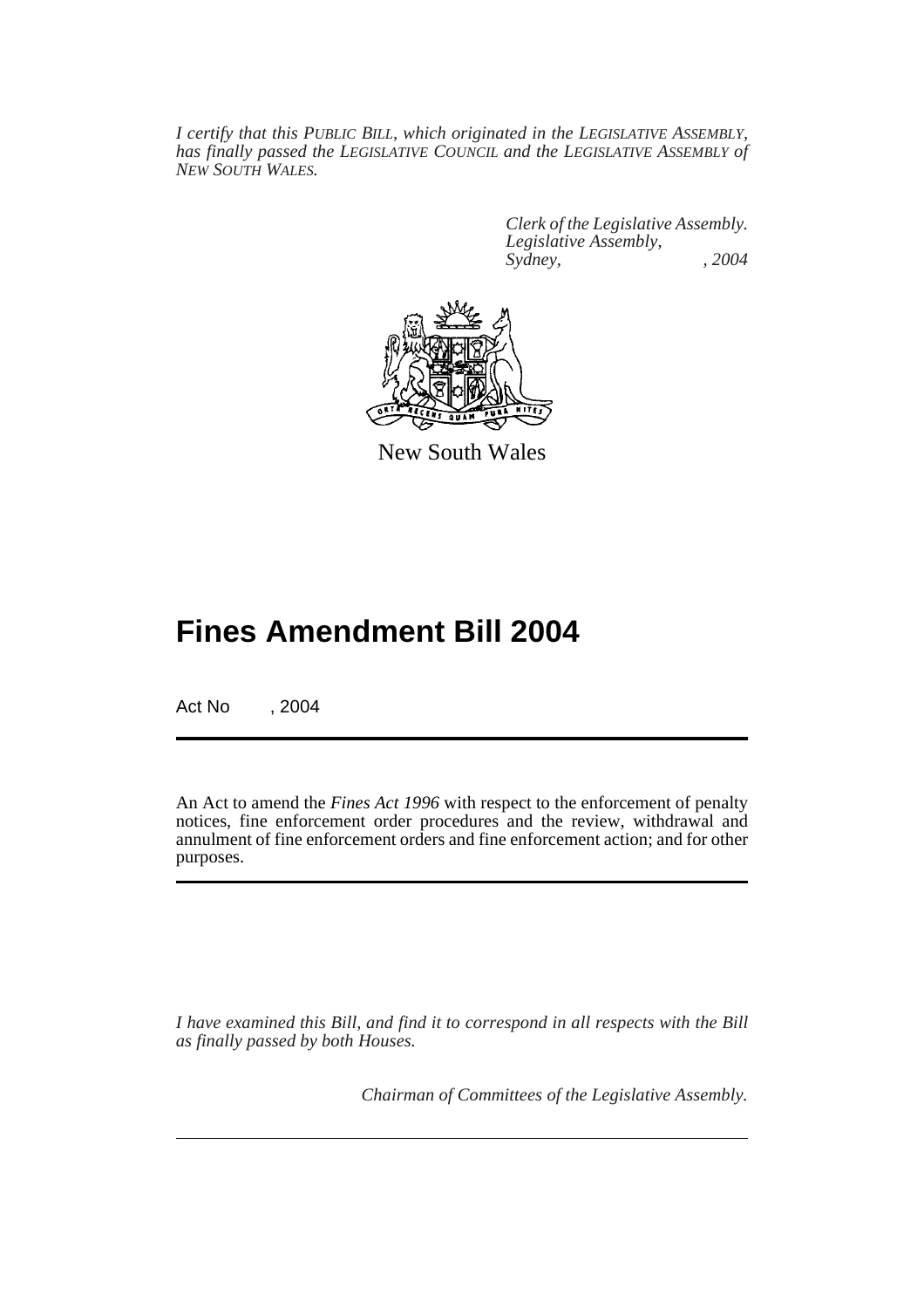*I certify that this PUBLIC BILL, which originated in the LEGISLATIVE ASSEMBLY, has finally passed the LEGISLATIVE COUNCIL and the LEGISLATIVE ASSEMBLY of NEW SOUTH WALES.*

*Clerk of the Legislative Assembly.*
*Legislative Assembly,*
*Sydney, , 2004*

New South Wales

# Fines Amendment Bill 2004

Act No , 2004

An Act to amend the *Fines Act 1996* with respect to the enforcement of penalty notices, fine enforcement order procedures and the review, withdrawal and annulment of fine enforcement orders and fine enforcement action; and for other purposes.

*I have examined this Bill, and find it to correspond in all respects with the Bill as finally passed by both Houses.*

*Chairman of Committees of the Legislative Assembly.*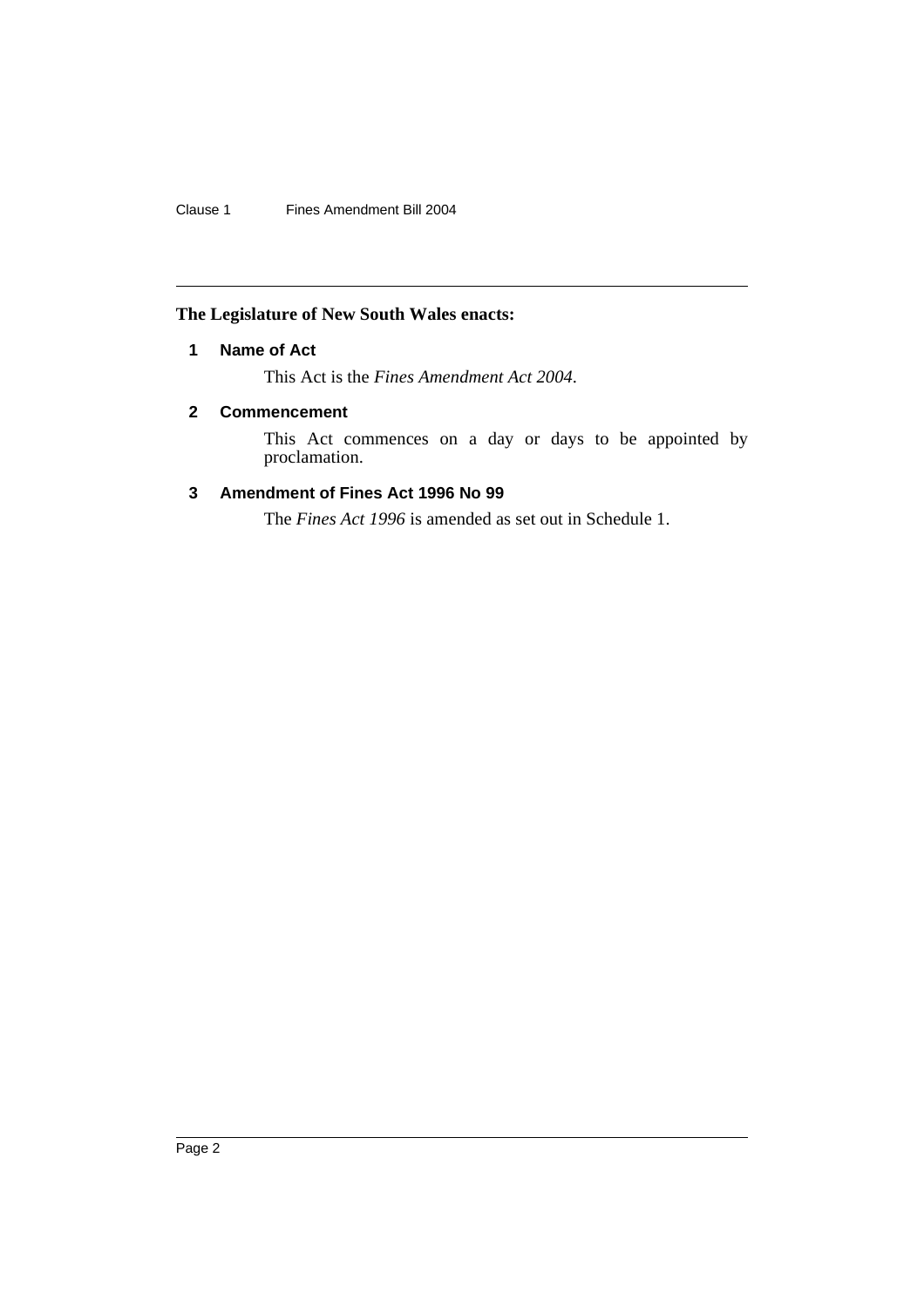**The Legislature of New South Wales enacts:**

## 1 Name of Act

This Act is the *Fines Amendment Act 2004*.

## 2 Commencement

This Act commences on a day or days to be appointed by proclamation.

## 3 Amendment of Fines Act 1996 No 99

The *Fines Act 1996* is amended as set out in Schedule 1.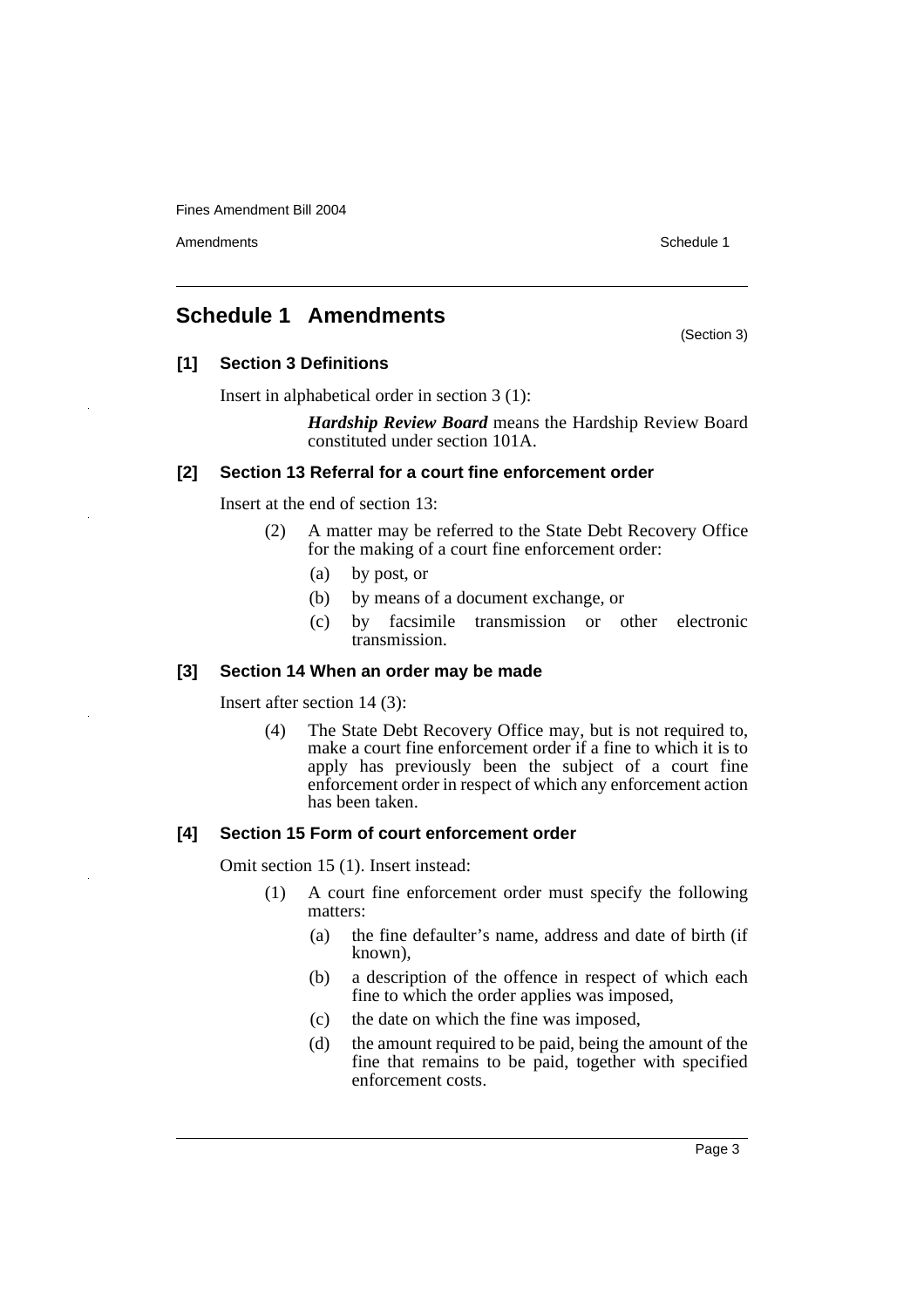## Schedule 1 Amendments

(Section 3)

### [1] Section 3 Definitions

Insert in alphabetical order in section 3 (1):

> ***Hardship Review Board*** means the Hardship Review Board constituted under section 101A.

### [2] Section 13 Referral for a court fine enforcement order

Insert at the end of section 13:

> (2) A matter may be referred to the State Debt Recovery Office for the making of a court fine enforcement order:
>
> (a) by post, or
>
> (b) by means of a document exchange, or
>
> (c) by facsimile transmission or other electronic transmission.

### [3] Section 14 When an order may be made

Insert after section 14 (3):

> (4) The State Debt Recovery Office may, but is not required to, make a court fine enforcement order if a fine to which it is to apply has previously been the subject of a court fine enforcement order in respect of which any enforcement action has been taken.

### [4] Section 15 Form of court enforcement order

Omit section 15 (1). Insert instead:

> (1) A court fine enforcement order must specify the following matters:
>
> (a) the fine defaulter's name, address and date of birth (if known),
>
> (b) a description of the offence in respect of which each fine to which the order applies was imposed,
>
> (c) the date on which the fine was imposed,
>
> (d) the amount required to be paid, being the amount of the fine that remains to be paid, together with specified enforcement costs.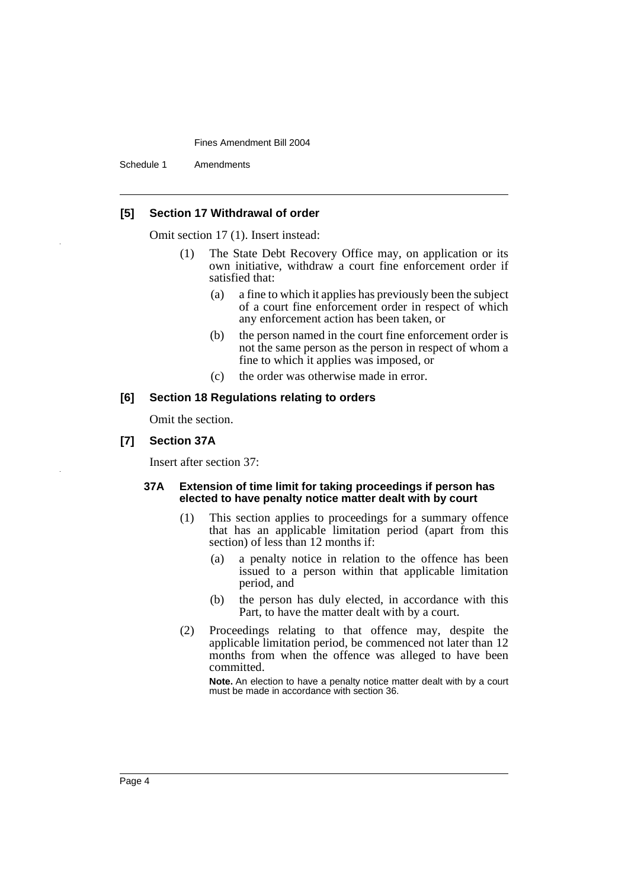### [5] Section 17 Withdrawal of order

Omit section 17 (1). Insert instead:

(1) The State Debt Recovery Office may, on application or its own initiative, withdraw a court fine enforcement order if satisfied that:

(a) a fine to which it applies has previously been the subject of a court fine enforcement order in respect of which any enforcement action has been taken, or

(b) the person named in the court fine enforcement order is not the same person as the person in respect of whom a fine to which it applies was imposed, or

(c) the order was otherwise made in error.

### [6] Section 18 Regulations relating to orders

Omit the section.

### [7] Section 37A

Insert after section 37:

#### 37A Extension of time limit for taking proceedings if person has elected to have penalty notice matter dealt with by court

(1) This section applies to proceedings for a summary offence that has an applicable limitation period (apart from this section) of less than 12 months if:

(a) a penalty notice in relation to the offence has been issued to a person within that applicable limitation period, and

(b) the person has duly elected, in accordance with this Part, to have the matter dealt with by a court.

(2) Proceedings relating to that offence may, despite the applicable limitation period, be commenced not later than 12 months from when the offence was alleged to have been committed.

**Note.** An election to have a penalty notice matter dealt with by a court must be made in accordance with section 36.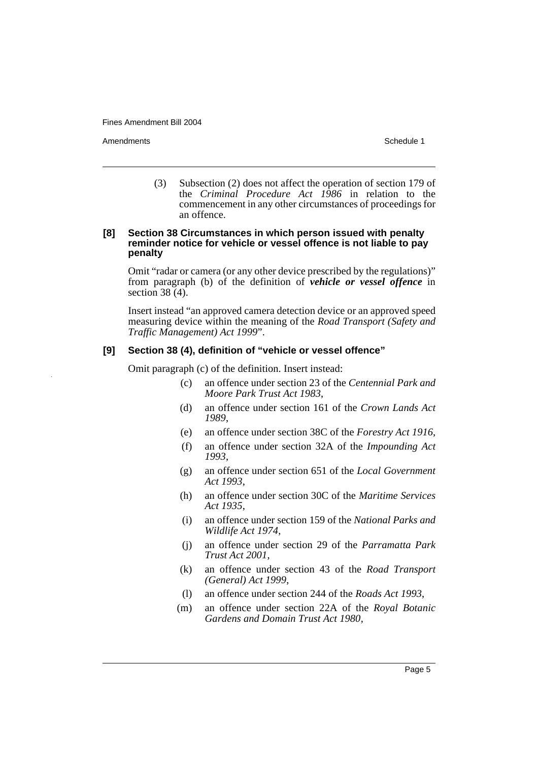(3) Subsection (2) does not affect the operation of section 179 of the *Criminal Procedure Act 1986* in relation to the commencement in any other circumstances of proceedings for an offence.

**[8] Section 38 Circumstances in which person issued with penalty reminder notice for vehicle or vessel offence is not liable to pay penalty**

Omit "radar or camera (or any other device prescribed by the regulations)" from paragraph (b) of the definition of ***vehicle or vessel offence*** in section 38 (4).

Insert instead "an approved camera detection device or an approved speed measuring device within the meaning of the *Road Transport (Safety and Traffic Management) Act 1999*".

**[9] Section 38 (4), definition of "vehicle or vessel offence"**

Omit paragraph (c) of the definition. Insert instead:

(c) an offence under section 23 of the *Centennial Park and Moore Park Trust Act 1983*,

(d) an offence under section 161 of the *Crown Lands Act 1989*,

(e) an offence under section 38C of the *Forestry Act 1916*,

(f) an offence under section 32A of the *Impounding Act 1993*,

(g) an offence under section 651 of the *Local Government Act 1993*,

(h) an offence under section 30C of the *Maritime Services Act 1935*,

(i) an offence under section 159 of the *National Parks and Wildlife Act 1974*,

(j) an offence under section 29 of the *Parramatta Park Trust Act 2001*,

(k) an offence under section 43 of the *Road Transport (General) Act 1999*,

(l) an offence under section 244 of the *Roads Act 1993*,

(m) an offence under section 22A of the *Royal Botanic Gardens and Domain Trust Act 1980*,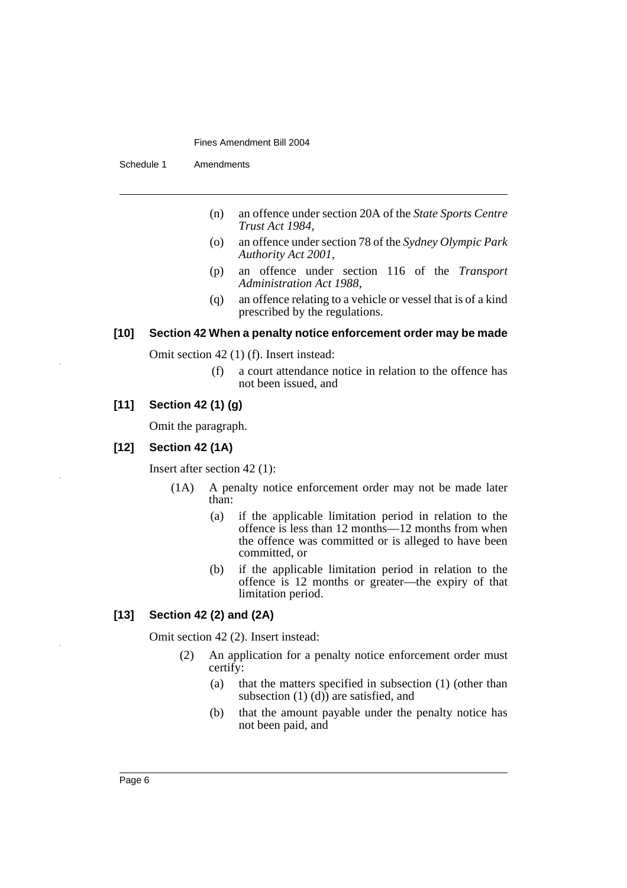(n) an offence under section 20A of the *State Sports Centre Trust Act 1984*,

(o) an offence under section 78 of the *Sydney Olympic Park Authority Act 2001*,

(p) an offence under section 116 of the *Transport Administration Act 1988*,

(q) an offence relating to a vehicle or vessel that is of a kind prescribed by the regulations.

### [10] Section 42 When a penalty notice enforcement order may be made

Omit section 42 (1) (f). Insert instead:

(f) a court attendance notice in relation to the offence has not been issued, and

### [11] Section 42 (1) (g)

Omit the paragraph.

### [12] Section 42 (1A)

Insert after section 42 (1):

(1A) A penalty notice enforcement order may not be made later than:

(a) if the applicable limitation period in relation to the offence is less than 12 months—12 months from when the offence was committed or is alleged to have been committed, or

(b) if the applicable limitation period in relation to the offence is 12 months or greater—the expiry of that limitation period.

### [13] Section 42 (2) and (2A)

Omit section 42 (2). Insert instead:

(2) An application for a penalty notice enforcement order must certify:

(a) that the matters specified in subsection (1) (other than subsection (1) (d)) are satisfied, and

(b) that the amount payable under the penalty notice has not been paid, and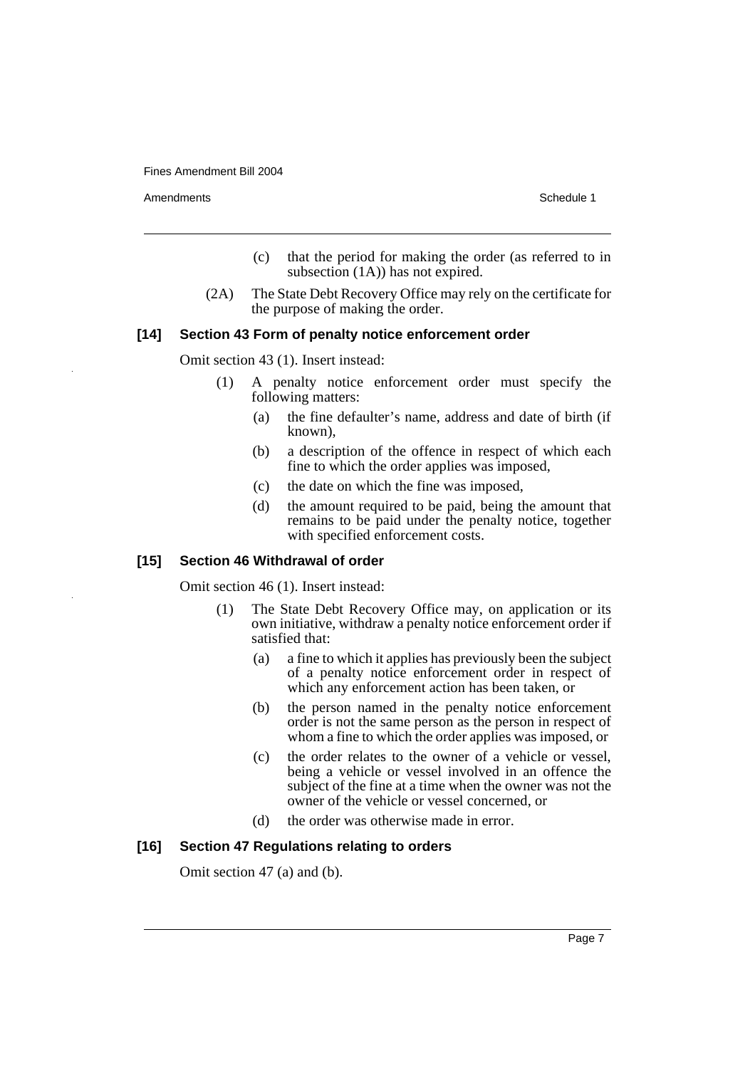(c) that the period for making the order (as referred to in subsection (1A)) has not expired.

(2A) The State Debt Recovery Office may rely on the certificate for the purpose of making the order.

### [14] Section 43 Form of penalty notice enforcement order

Omit section 43 (1). Insert instead:

(1) A penalty notice enforcement order must specify the following matters:

(a) the fine defaulter's name, address and date of birth (if known),

(b) a description of the offence in respect of which each fine to which the order applies was imposed,

(c) the date on which the fine was imposed,

(d) the amount required to be paid, being the amount that remains to be paid under the penalty notice, together with specified enforcement costs.

### [15] Section 46 Withdrawal of order

Omit section 46 (1). Insert instead:

(1) The State Debt Recovery Office may, on application or its own initiative, withdraw a penalty notice enforcement order if satisfied that:

(a) a fine to which it applies has previously been the subject of a penalty notice enforcement order in respect of which any enforcement action has been taken, or

(b) the person named in the penalty notice enforcement order is not the same person as the person in respect of whom a fine to which the order applies was imposed, or

(c) the order relates to the owner of a vehicle or vessel, being a vehicle or vessel involved in an offence the subject of the fine at a time when the owner was not the owner of the vehicle or vessel concerned, or

(d) the order was otherwise made in error.

### [16] Section 47 Regulations relating to orders

Omit section 47 (a) and (b).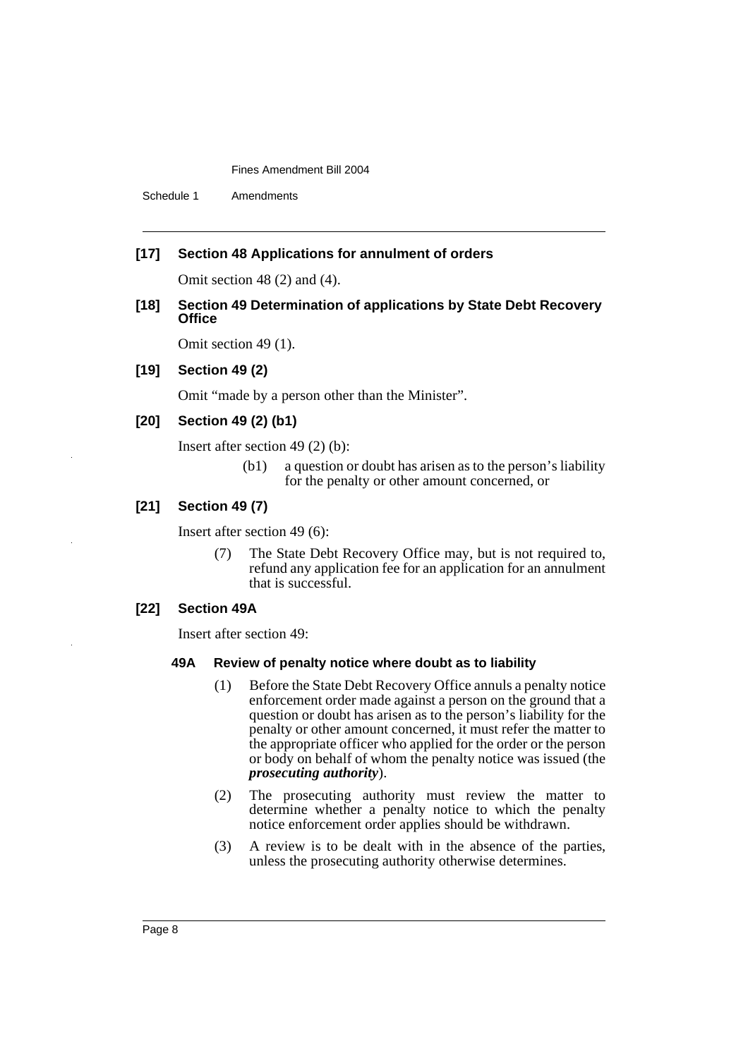### [17] Section 48 Applications for annulment of orders

Omit section 48 (2) and (4).

### [18] Section 49 Determination of applications by State Debt Recovery Office

Omit section 49 (1).

### [19] Section 49 (2)

Omit "made by a person other than the Minister".

### [20] Section 49 (2) (b1)

Insert after section 49 (2) (b):

> (b1) a question or doubt has arisen as to the person's liability for the penalty or other amount concerned, or

### [21] Section 49 (7)

Insert after section 49 (6):

> (7) The State Debt Recovery Office may, but is not required to, refund any application fee for an application for an annulment that is successful.

### [22] Section 49A

Insert after section 49:

> **49A Review of penalty notice where doubt as to liability**
>
> (1) Before the State Debt Recovery Office annuls a penalty notice enforcement order made against a person on the ground that a question or doubt has arisen as to the person's liability for the penalty or other amount concerned, it must refer the matter to the appropriate officer who applied for the order or the person or body on behalf of whom the penalty notice was issued (the ***prosecuting authority***).
>
> (2) The prosecuting authority must review the matter to determine whether a penalty notice to which the penalty notice enforcement order applies should be withdrawn.
>
> (3) A review is to be dealt with in the absence of the parties, unless the prosecuting authority otherwise determines.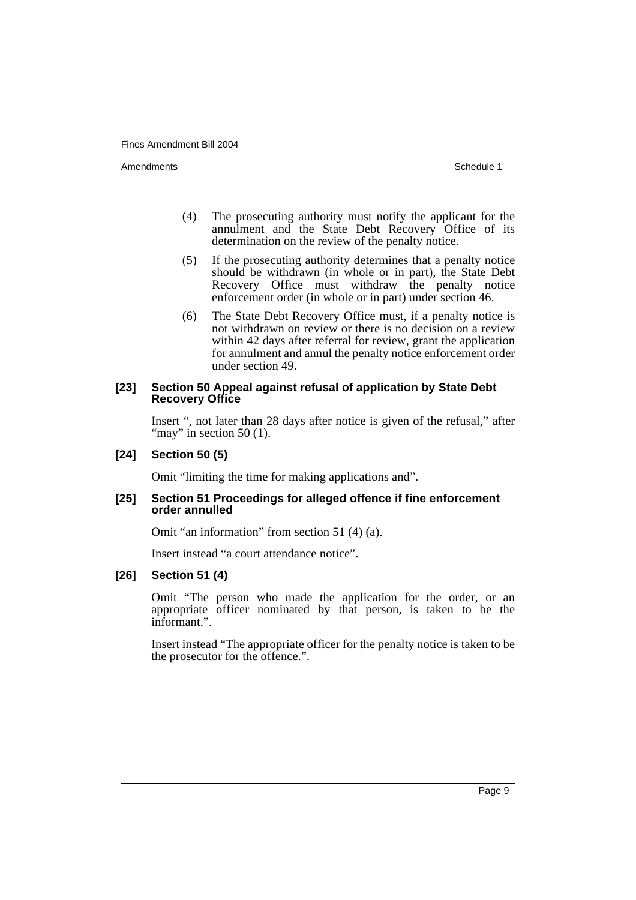(4) The prosecuting authority must notify the applicant for the annulment and the State Debt Recovery Office of its determination on the review of the penalty notice.

(5) If the prosecuting authority determines that a penalty notice should be withdrawn (in whole or in part), the State Debt Recovery Office must withdraw the penalty notice enforcement order (in whole or in part) under section 46.

(6) The State Debt Recovery Office must, if a penalty notice is not withdrawn on review or there is no decision on a review within 42 days after referral for review, grant the application for annulment and annul the penalty notice enforcement order under section 49.

**[23] Section 50 Appeal against refusal of application by State Debt Recovery Office**

Insert ", not later than 28 days after notice is given of the refusal," after "may" in section 50 (1).

**[24] Section 50 (5)**

Omit "limiting the time for making applications and".

**[25] Section 51 Proceedings for alleged offence if fine enforcement order annulled**

Omit "an information" from section 51 (4) (a).

Insert instead "a court attendance notice".

**[26] Section 51 (4)**

Omit "The person who made the application for the order, or an appropriate officer nominated by that person, is taken to be the informant.".

Insert instead "The appropriate officer for the penalty notice is taken to be the prosecutor for the offence.".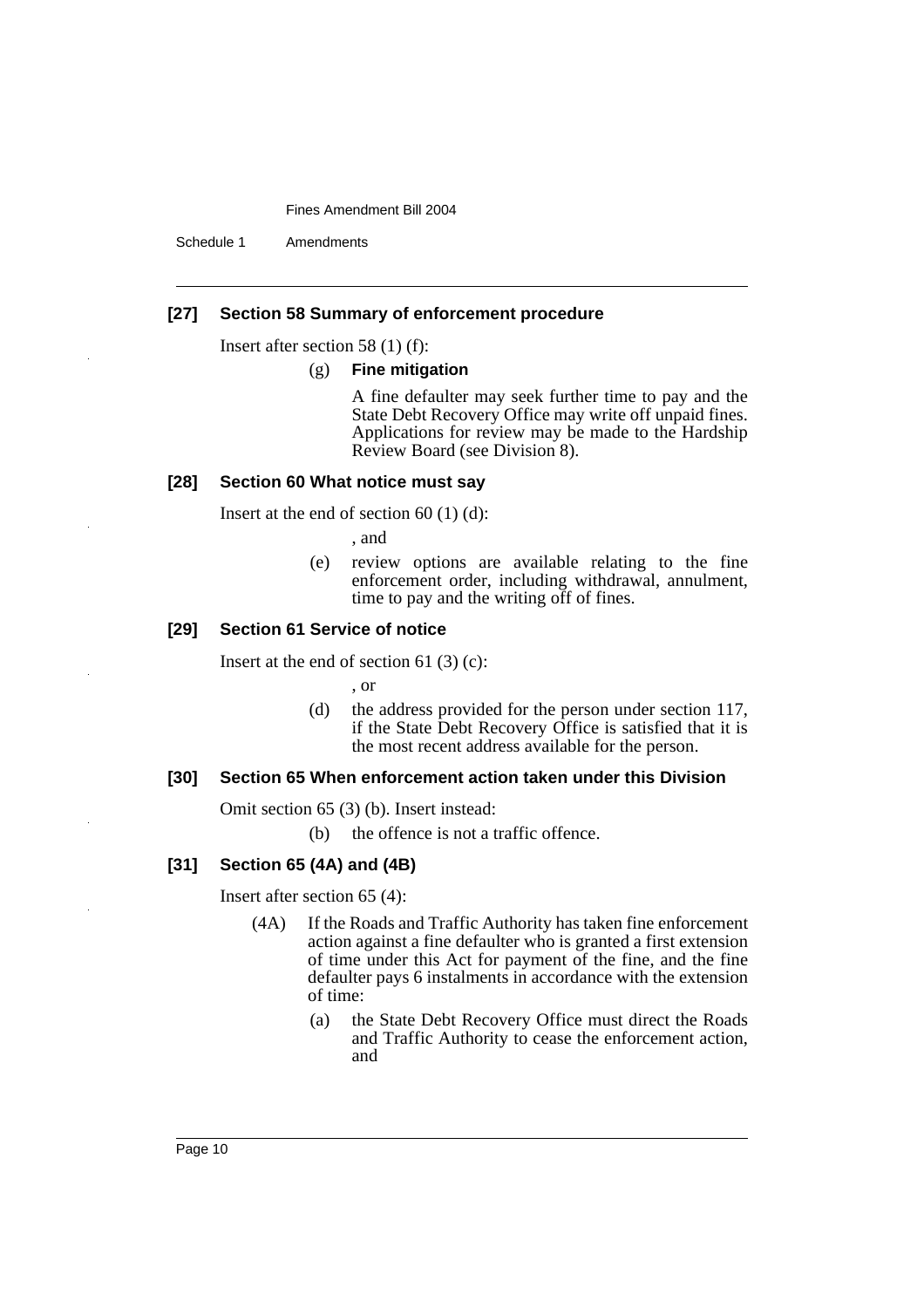### [27] Section 58 Summary of enforcement procedure

Insert after section 58 (1) (f):

(g) **Fine mitigation**

A fine defaulter may seek further time to pay and the State Debt Recovery Office may write off unpaid fines. Applications for review may be made to the Hardship Review Board (see Division 8).

### [28] Section 60 What notice must say

Insert at the end of section 60 (1) (d):

, and

(e) review options are available relating to the fine enforcement order, including withdrawal, annulment, time to pay and the writing off of fines.

### [29] Section 61 Service of notice

Insert at the end of section 61 (3) (c):

, or

(d) the address provided for the person under section 117, if the State Debt Recovery Office is satisfied that it is the most recent address available for the person.

### [30] Section 65 When enforcement action taken under this Division

Omit section 65 (3) (b). Insert instead:

(b) the offence is not a traffic offence.

### [31] Section 65 (4A) and (4B)

Insert after section 65 (4):

(4A) If the Roads and Traffic Authority has taken fine enforcement action against a fine defaulter who is granted a first extension of time under this Act for payment of the fine, and the fine defaulter pays 6 instalments in accordance with the extension of time:

(a) the State Debt Recovery Office must direct the Roads and Traffic Authority to cease the enforcement action, and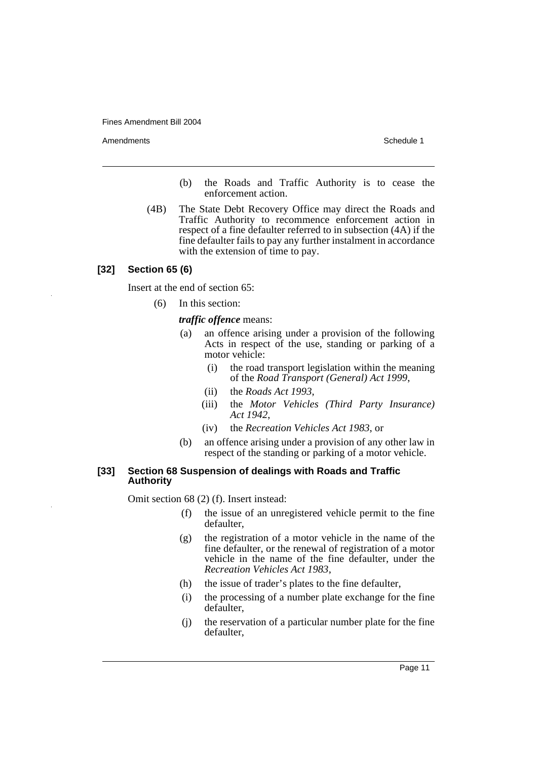(b) the Roads and Traffic Authority is to cease the enforcement action.

(4B) The State Debt Recovery Office may direct the Roads and Traffic Authority to recommence enforcement action in respect of a fine defaulter referred to in subsection (4A) if the fine defaulter fails to pay any further instalment in accordance with the extension of time to pay.

### [32] Section 65 (6)

Insert at the end of section 65:

(6) In this section:

***traffic offence*** means:

(a) an offence arising under a provision of the following Acts in respect of the use, standing or parking of a motor vehicle:

(i) the road transport legislation within the meaning of the *Road Transport (General) Act 1999*,

(ii) the *Roads Act 1993*,

(iii) the *Motor Vehicles (Third Party Insurance) Act 1942*,

(iv) the *Recreation Vehicles Act 1983*, or

(b) an offence arising under a provision of any other law in respect of the standing or parking of a motor vehicle.

### [33] Section 68 Suspension of dealings with Roads and Traffic Authority

Omit section 68 (2) (f). Insert instead:

(f) the issue of an unregistered vehicle permit to the fine defaulter,

(g) the registration of a motor vehicle in the name of the fine defaulter, or the renewal of registration of a motor vehicle in the name of the fine defaulter, under the *Recreation Vehicles Act 1983*,

(h) the issue of trader's plates to the fine defaulter,

(i) the processing of a number plate exchange for the fine defaulter,

(j) the reservation of a particular number plate for the fine defaulter,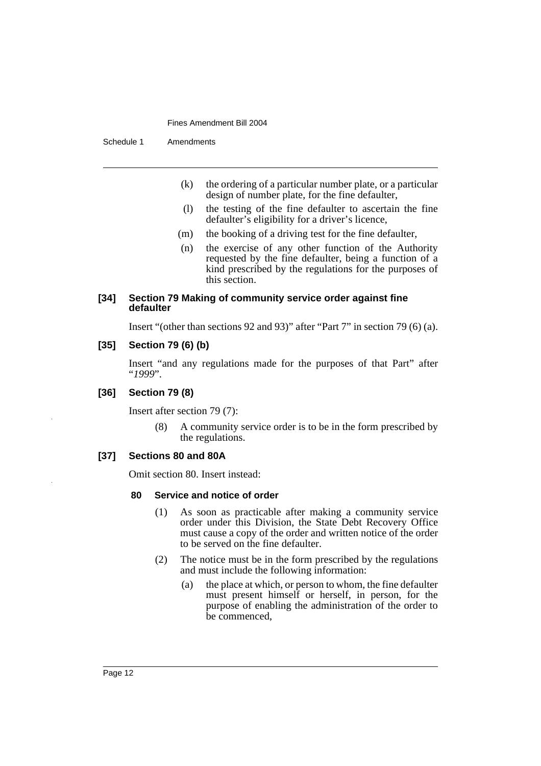(k) the ordering of a particular number plate, or a particular design of number plate, for the fine defaulter,

(l) the testing of the fine defaulter to ascertain the fine defaulter's eligibility for a driver's licence,

(m) the booking of a driving test for the fine defaulter,

(n) the exercise of any other function of the Authority requested by the fine defaulter, being a function of a kind prescribed by the regulations for the purposes of this section.

### [34] Section 79 Making of community service order against fine defaulter

Insert "(other than sections 92 and 93)" after "Part 7" in section 79 (6) (a).

### [35] Section 79 (6) (b)

Insert "and any regulations made for the purposes of that Part" after "*1999*".

### [36] Section 79 (8)

Insert after section 79 (7):

(8) A community service order is to be in the form prescribed by the regulations.

### [37] Sections 80 and 80A

Omit section 80. Insert instead:

**80 Service and notice of order**

(1) As soon as practicable after making a community service order under this Division, the State Debt Recovery Office must cause a copy of the order and written notice of the order to be served on the fine defaulter.

(2) The notice must be in the form prescribed by the regulations and must include the following information:

(a) the place at which, or person to whom, the fine defaulter must present himself or herself, in person, for the purpose of enabling the administration of the order to be commenced,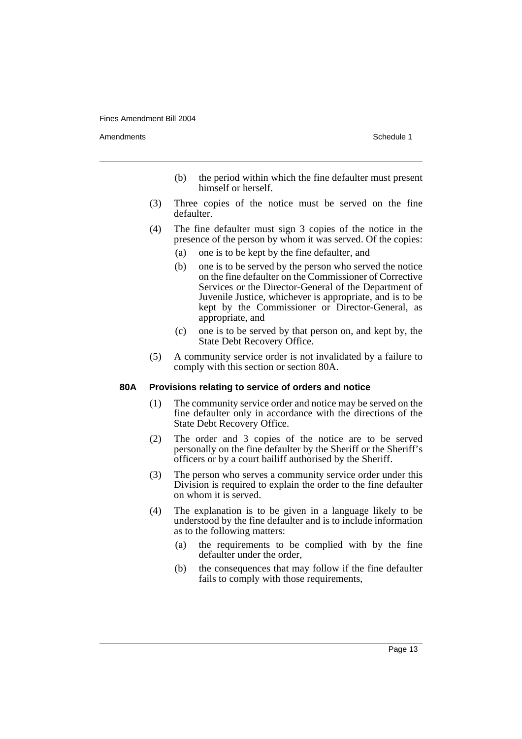(b) the period within which the fine defaulter must present himself or herself.

(3) Three copies of the notice must be served on the fine defaulter.

(4) The fine defaulter must sign 3 copies of the notice in the presence of the person by whom it was served. Of the copies:

(a) one is to be kept by the fine defaulter, and

(b) one is to be served by the person who served the notice on the fine defaulter on the Commissioner of Corrective Services or the Director-General of the Department of Juvenile Justice, whichever is appropriate, and is to be kept by the Commissioner or Director-General, as appropriate, and

(c) one is to be served by that person on, and kept by, the State Debt Recovery Office.

(5) A community service order is not invalidated by a failure to comply with this section or section 80A.

**80A Provisions relating to service of orders and notice**

(1) The community service order and notice may be served on the fine defaulter only in accordance with the directions of the State Debt Recovery Office.

(2) The order and 3 copies of the notice are to be served personally on the fine defaulter by the Sheriff or the Sheriff's officers or by a court bailiff authorised by the Sheriff.

(3) The person who serves a community service order under this Division is required to explain the order to the fine defaulter on whom it is served.

(4) The explanation is to be given in a language likely to be understood by the fine defaulter and is to include information as to the following matters:

(a) the requirements to be complied with by the fine defaulter under the order,

(b) the consequences that may follow if the fine defaulter fails to comply with those requirements,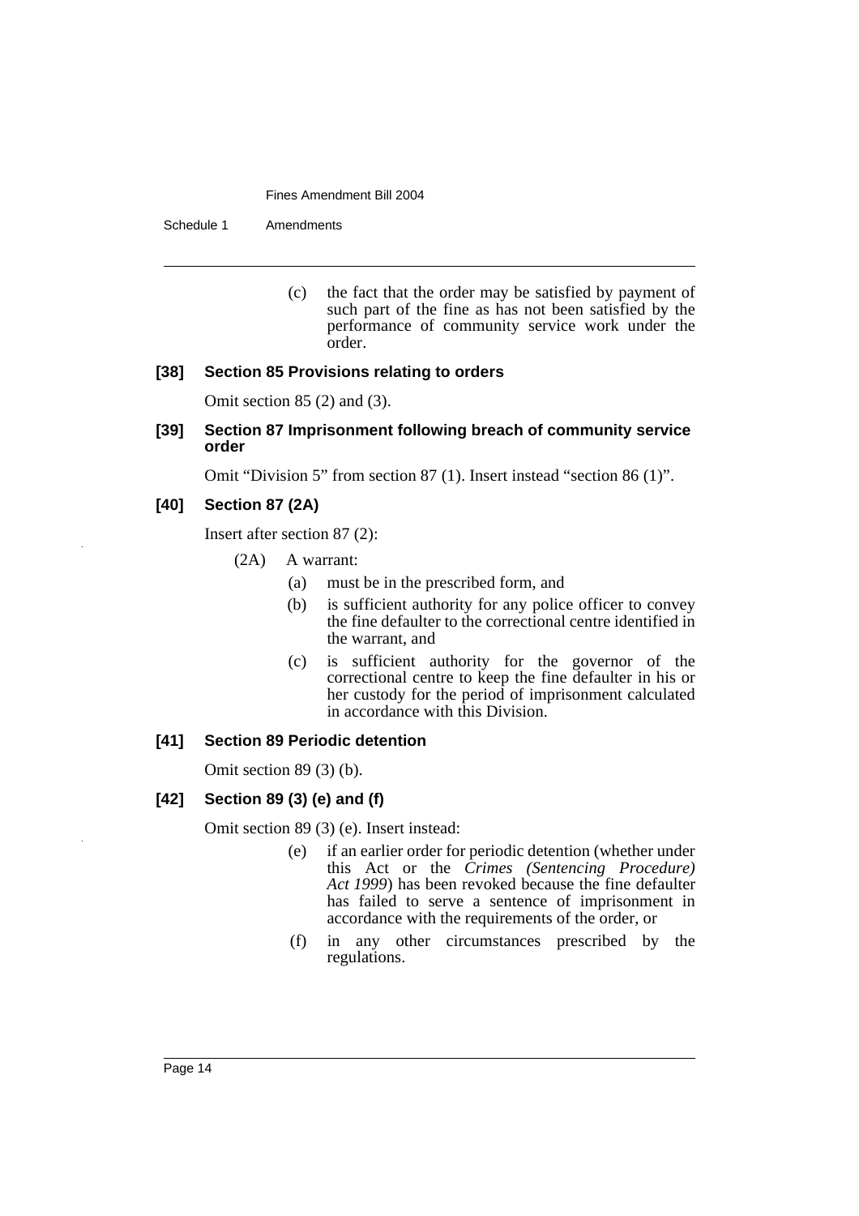(c) the fact that the order may be satisfied by payment of such part of the fine as has not been satisfied by the performance of community service work under the order.

### [38] Section 85 Provisions relating to orders

Omit section 85 (2) and (3).

### [39] Section 87 Imprisonment following breach of community service order

Omit "Division 5" from section 87 (1). Insert instead "section 86 (1)".

### [40] Section 87 (2A)

Insert after section 87 (2):

(2A) A warrant:

- (a) must be in the prescribed form, and
- (b) is sufficient authority for any police officer to convey the fine defaulter to the correctional centre identified in the warrant, and
- (c) is sufficient authority for the governor of the correctional centre to keep the fine defaulter in his or her custody for the period of imprisonment calculated in accordance with this Division.

### [41] Section 89 Periodic detention

Omit section 89 (3) (b).

### [42] Section 89 (3) (e) and (f)

Omit section 89 (3) (e). Insert instead:

- (e) if an earlier order for periodic detention (whether under this Act or the *Crimes (Sentencing Procedure) Act 1999*) has been revoked because the fine defaulter has failed to serve a sentence of imprisonment in accordance with the requirements of the order, or
- (f) in any other circumstances prescribed by the regulations.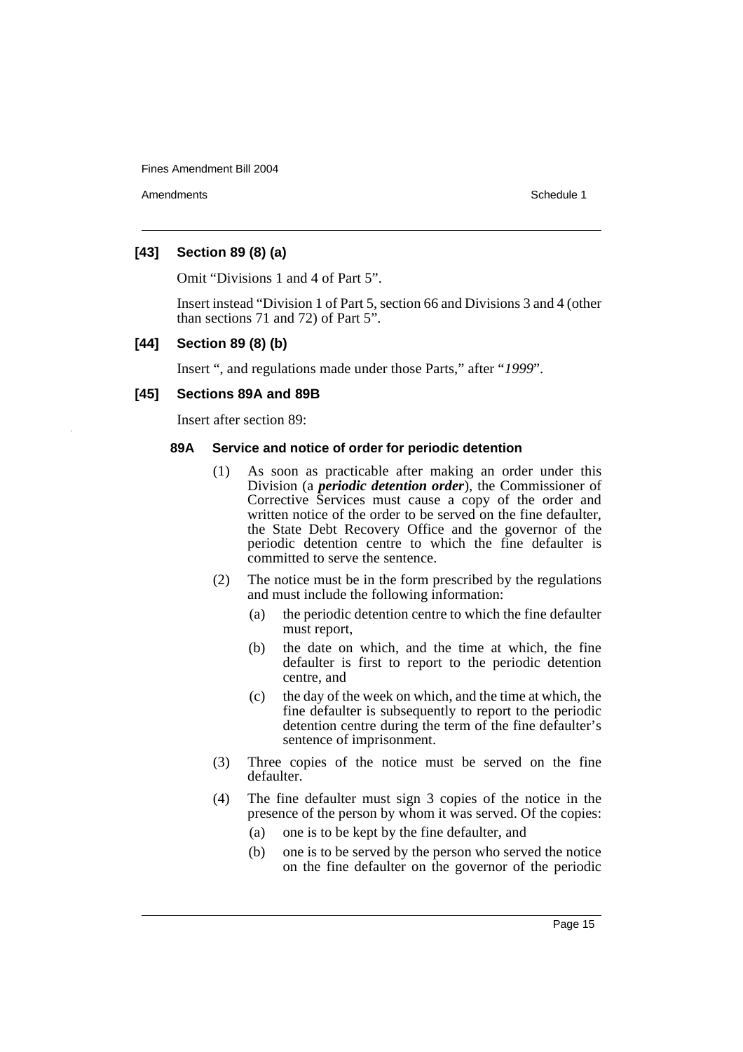### [43] Section 89 (8) (a)

Omit "Divisions 1 and 4 of Part 5".

Insert instead "Division 1 of Part 5, section 66 and Divisions 3 and 4 (other than sections 71 and 72) of Part 5".

### [44] Section 89 (8) (b)

Insert ", and regulations made under those Parts," after "*1999*".

### [45] Sections 89A and 89B

Insert after section 89:

#### 89A Service and notice of order for periodic detention

(1) As soon as practicable after making an order under this Division (a ***periodic detention order***), the Commissioner of Corrective Services must cause a copy of the order and written notice of the order to be served on the fine defaulter, the State Debt Recovery Office and the governor of the periodic detention centre to which the fine defaulter is committed to serve the sentence.

(2) The notice must be in the form prescribed by the regulations and must include the following information:

- (a) the periodic detention centre to which the fine defaulter must report,
- (b) the date on which, and the time at which, the fine defaulter is first to report to the periodic detention centre, and
- (c) the day of the week on which, and the time at which, the fine defaulter is subsequently to report to the periodic detention centre during the term of the fine defaulter's sentence of imprisonment.

(3) Three copies of the notice must be served on the fine defaulter.

(4) The fine defaulter must sign 3 copies of the notice in the presence of the person by whom it was served. Of the copies:

- (a) one is to be kept by the fine defaulter, and
- (b) one is to be served by the person who served the notice on the fine defaulter on the governor of the periodic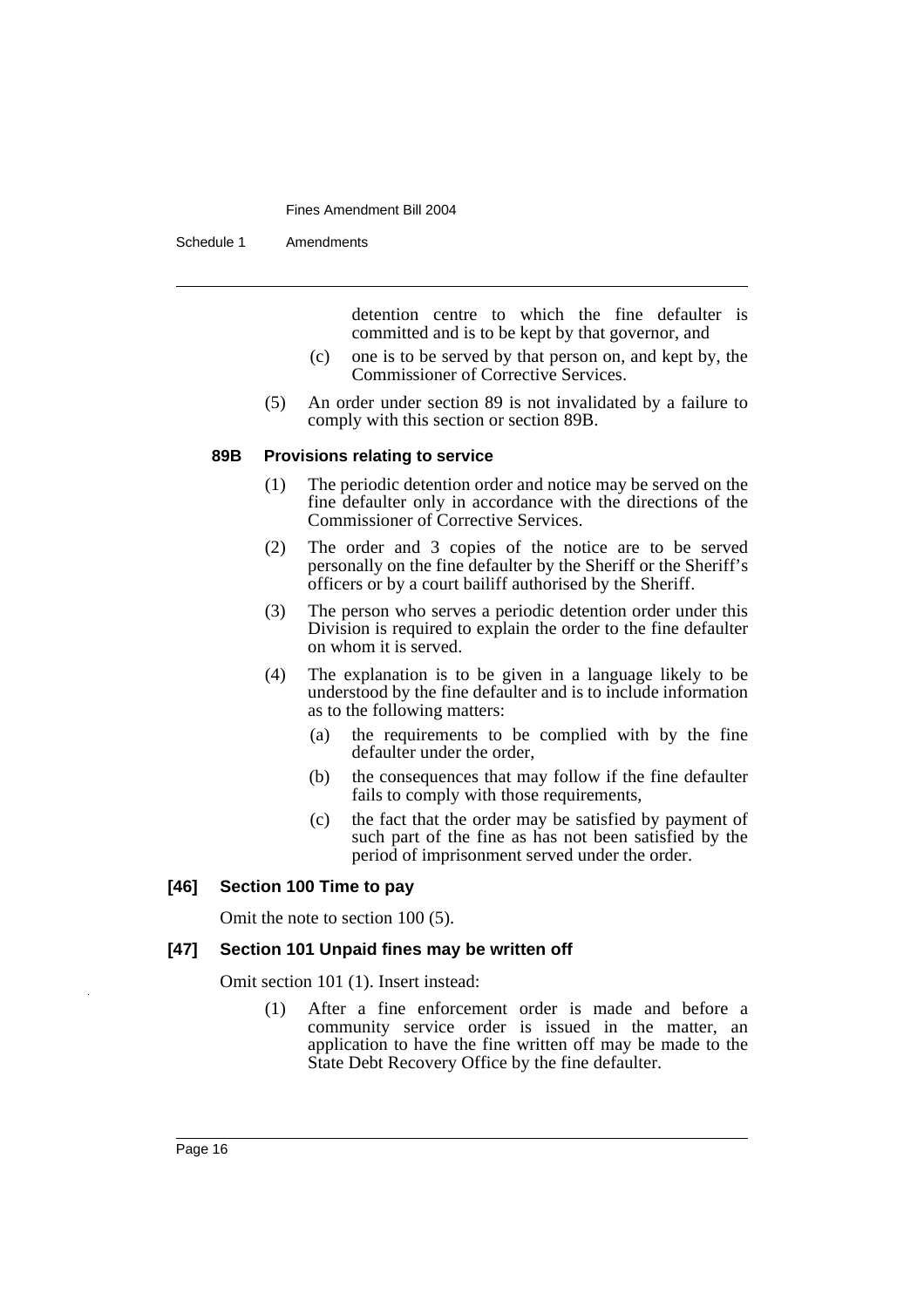detention centre to which the fine defaulter is committed and is to be kept by that governor, and

(c) one is to be served by that person on, and kept by, the Commissioner of Corrective Services.

(5) An order under section 89 is not invalidated by a failure to comply with this section or section 89B.

**89B Provisions relating to service**

(1) The periodic detention order and notice may be served on the fine defaulter only in accordance with the directions of the Commissioner of Corrective Services.

(2) The order and 3 copies of the notice are to be served personally on the fine defaulter by the Sheriff or the Sheriff's officers or by a court bailiff authorised by the Sheriff.

(3) The person who serves a periodic detention order under this Division is required to explain the order to the fine defaulter on whom it is served.

(4) The explanation is to be given in a language likely to be understood by the fine defaulter and is to include information as to the following matters:

(a) the requirements to be complied with by the fine defaulter under the order,

(b) the consequences that may follow if the fine defaulter fails to comply with those requirements,

(c) the fact that the order may be satisfied by payment of such part of the fine as has not been satisfied by the period of imprisonment served under the order.

**[46] Section 100 Time to pay**

Omit the note to section 100 (5).

**[47] Section 101 Unpaid fines may be written off**

Omit section 101 (1). Insert instead:

(1) After a fine enforcement order is made and before a community service order is issued in the matter, an application to have the fine written off may be made to the State Debt Recovery Office by the fine defaulter.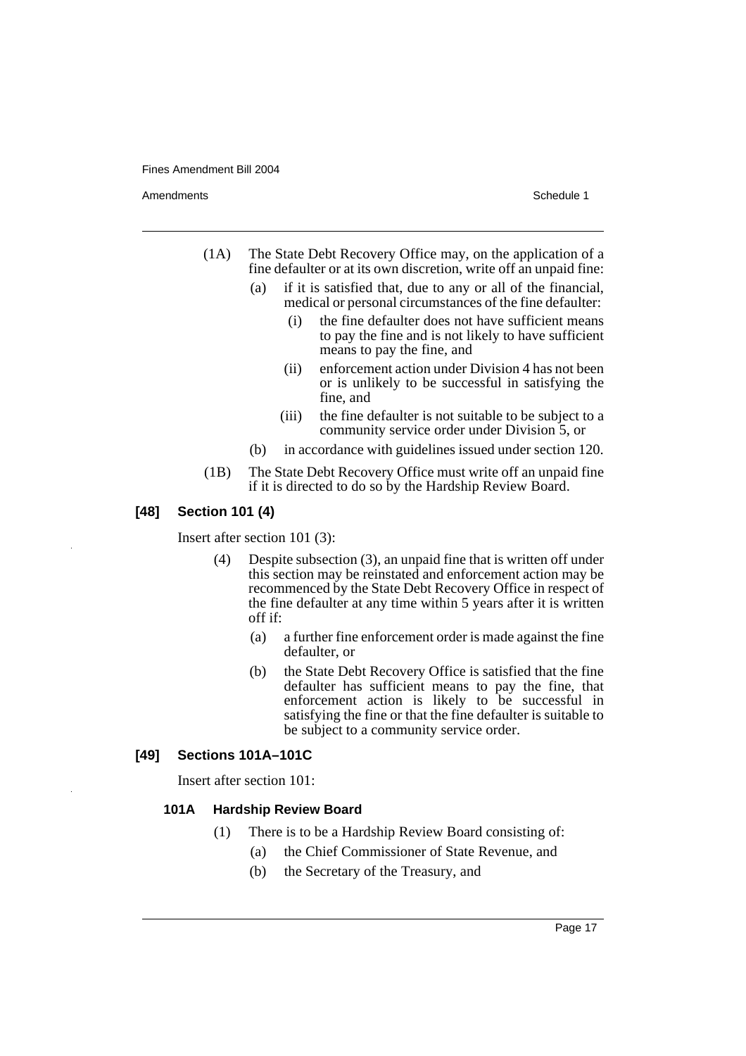(1A) The State Debt Recovery Office may, on the application of a fine defaulter or at its own discretion, write off an unpaid fine:

- (a) if it is satisfied that, due to any or all of the financial, medical or personal circumstances of the fine defaulter:
  - (i) the fine defaulter does not have sufficient means to pay the fine and is not likely to have sufficient means to pay the fine, and
  - (ii) enforcement action under Division 4 has not been or is unlikely to be successful in satisfying the fine, and
  - (iii) the fine defaulter is not suitable to be subject to a community service order under Division 5, or
- (b) in accordance with guidelines issued under section 120.

(1B) The State Debt Recovery Office must write off an unpaid fine if it is directed to do so by the Hardship Review Board.

### [48] Section 101 (4)

Insert after section 101 (3):

(4) Despite subsection (3), an unpaid fine that is written off under this section may be reinstated and enforcement action may be recommenced by the State Debt Recovery Office in respect of the fine defaulter at any time within 5 years after it is written off if:

- (a) a further fine enforcement order is made against the fine defaulter, or
- (b) the State Debt Recovery Office is satisfied that the fine defaulter has sufficient means to pay the fine, that enforcement action is likely to be successful in satisfying the fine or that the fine defaulter is suitable to be subject to a community service order.

### [49] Sections 101A–101C

Insert after section 101:

#### 101A Hardship Review Board

(1) There is to be a Hardship Review Board consisting of:

- (a) the Chief Commissioner of State Revenue, and
- (b) the Secretary of the Treasury, and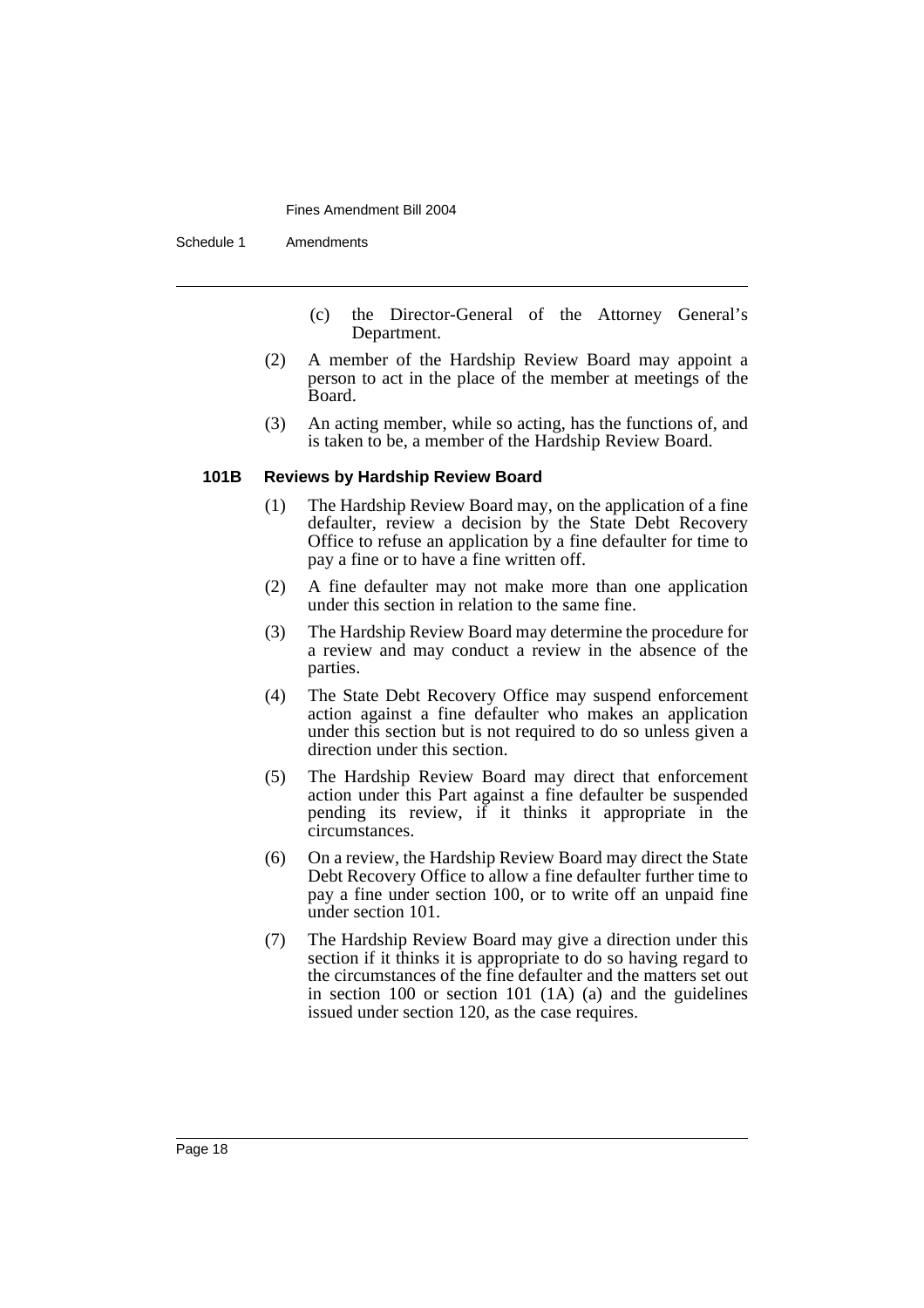(c) the Director-General of the Attorney General's Department.

(2) A member of the Hardship Review Board may appoint a person to act in the place of the member at meetings of the Board.

(3) An acting member, while so acting, has the functions of, and is taken to be, a member of the Hardship Review Board.

**101B Reviews by Hardship Review Board**

(1) The Hardship Review Board may, on the application of a fine defaulter, review a decision by the State Debt Recovery Office to refuse an application by a fine defaulter for time to pay a fine or to have a fine written off.

(2) A fine defaulter may not make more than one application under this section in relation to the same fine.

(3) The Hardship Review Board may determine the procedure for a review and may conduct a review in the absence of the parties.

(4) The State Debt Recovery Office may suspend enforcement action against a fine defaulter who makes an application under this section but is not required to do so unless given a direction under this section.

(5) The Hardship Review Board may direct that enforcement action under this Part against a fine defaulter be suspended pending its review, if it thinks it appropriate in the circumstances.

(6) On a review, the Hardship Review Board may direct the State Debt Recovery Office to allow a fine defaulter further time to pay a fine under section 100, or to write off an unpaid fine under section 101.

(7) The Hardship Review Board may give a direction under this section if it thinks it is appropriate to do so having regard to the circumstances of the fine defaulter and the matters set out in section 100 or section 101 (1A) (a) and the guidelines issued under section 120, as the case requires.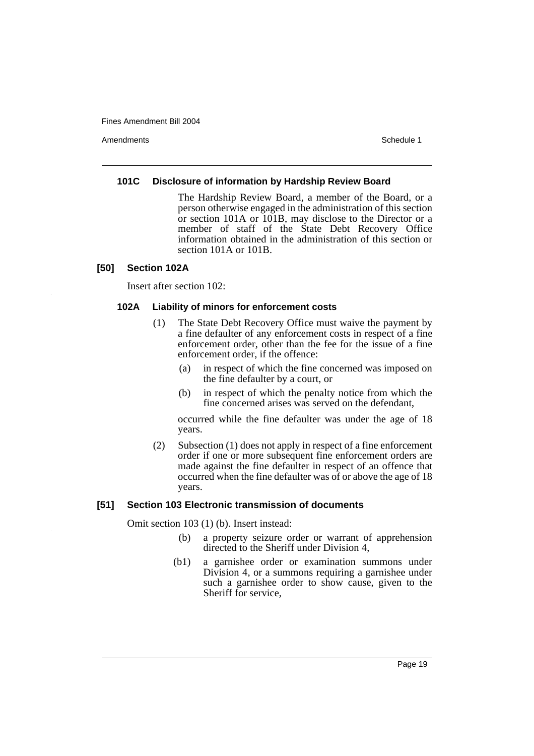### 101C Disclosure of information by Hardship Review Board

The Hardship Review Board, a member of the Board, or a person otherwise engaged in the administration of this section or section 101A or 101B, may disclose to the Director or a member of staff of the State Debt Recovery Office information obtained in the administration of this section or section 101A or 101B.

## [50] Section 102A

Insert after section 102:

### 102A Liability of minors for enforcement costs

(1) The State Debt Recovery Office must waive the payment by a fine defaulter of any enforcement costs in respect of a fine enforcement order, other than the fee for the issue of a fine enforcement order, if the offence:

- (a) in respect of which the fine concerned was imposed on the fine defaulter by a court, or
- (b) in respect of which the penalty notice from which the fine concerned arises was served on the defendant,

occurred while the fine defaulter was under the age of 18 years.

(2) Subsection (1) does not apply in respect of a fine enforcement order if one or more subsequent fine enforcement orders are made against the fine defaulter in respect of an offence that occurred when the fine defaulter was of or above the age of 18 years.

## [51] Section 103 Electronic transmission of documents

Omit section 103 (1) (b). Insert instead:

- (b) a property seizure order or warrant of apprehension directed to the Sheriff under Division 4,
- (b1) a garnishee order or examination summons under Division 4, or a summons requiring a garnishee under such a garnishee order to show cause, given to the Sheriff for service,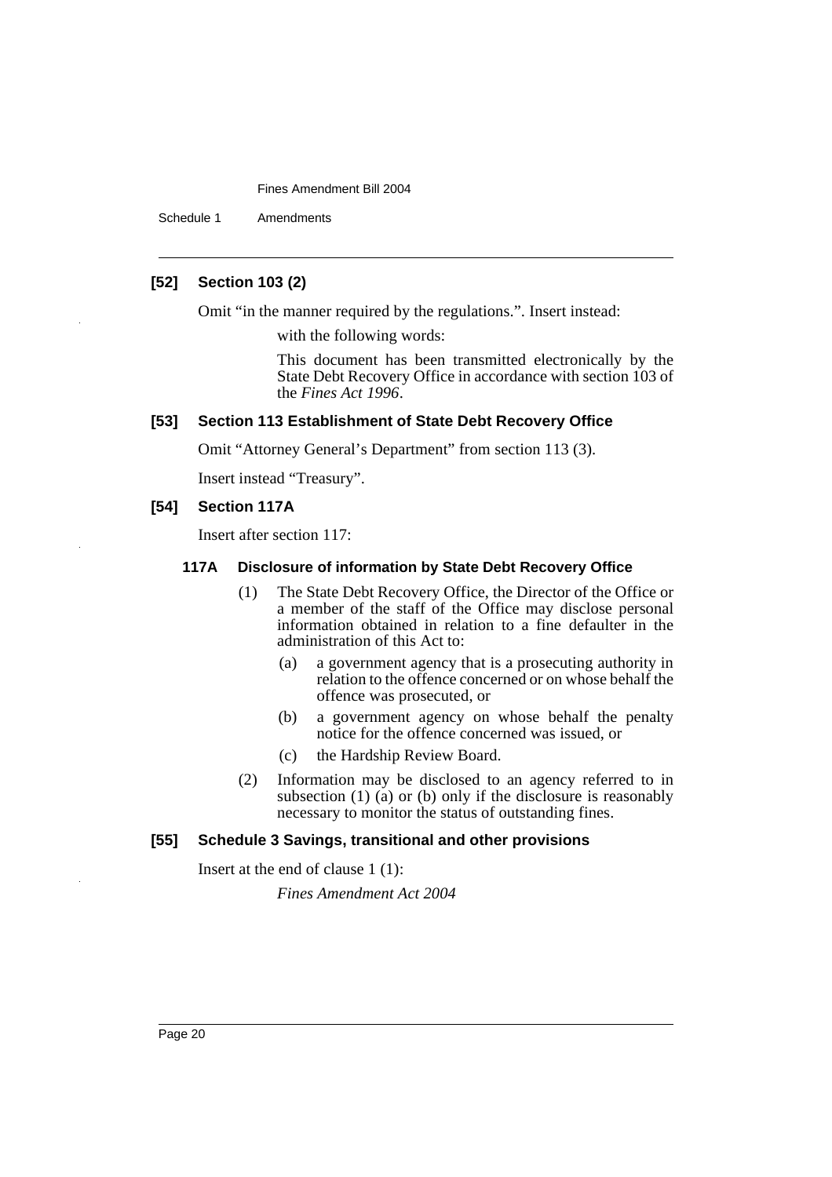### [52] Section 103 (2)

Omit "in the manner required by the regulations.". Insert instead:

> with the following words:
>
> This document has been transmitted electronically by the State Debt Recovery Office in accordance with section 103 of the *Fines Act 1996*.

### [53] Section 113 Establishment of State Debt Recovery Office

Omit "Attorney General's Department" from section 113 (3).

Insert instead "Treasury".

### [54] Section 117A

Insert after section 117:

#### 117A Disclosure of information by State Debt Recovery Office

(1) The State Debt Recovery Office, the Director of the Office or a member of the staff of the Office may disclose personal information obtained in relation to a fine defaulter in the administration of this Act to:

- (a) a government agency that is a prosecuting authority in relation to the offence concerned or on whose behalf the offence was prosecuted, or
- (b) a government agency on whose behalf the penalty notice for the offence concerned was issued, or
- (c) the Hardship Review Board.

(2) Information may be disclosed to an agency referred to in subsection (1) (a) or (b) only if the disclosure is reasonably necessary to monitor the status of outstanding fines.

### [55] Schedule 3 Savings, transitional and other provisions

Insert at the end of clause 1 (1):

> *Fines Amendment Act 2004*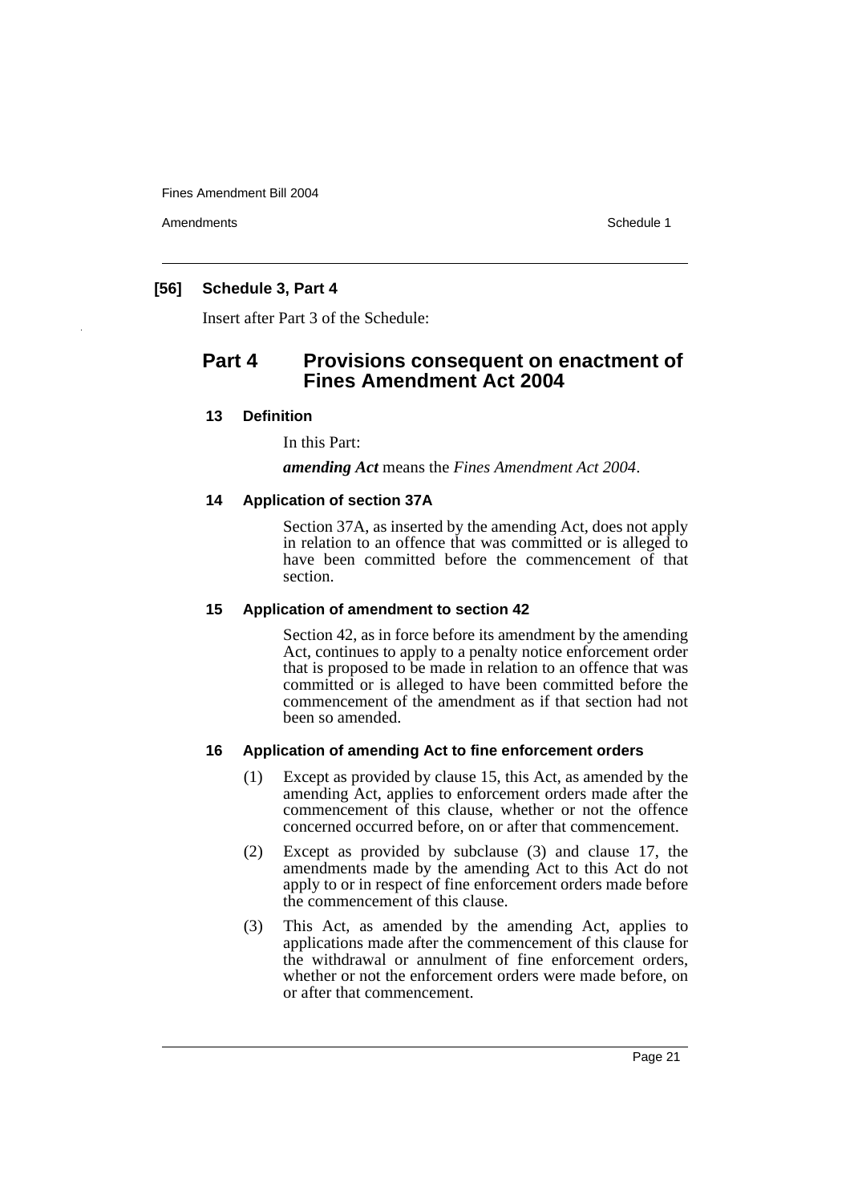### [56] Schedule 3, Part 4

Insert after Part 3 of the Schedule:

## Part 4 Provisions consequent on enactment of Fines Amendment Act 2004

#### 13 Definition

In this Part:

***amending Act*** means the *Fines Amendment Act 2004*.

#### 14 Application of section 37A

Section 37A, as inserted by the amending Act, does not apply in relation to an offence that was committed or is alleged to have been committed before the commencement of that section.

#### 15 Application of amendment to section 42

Section 42, as in force before its amendment by the amending Act, continues to apply to a penalty notice enforcement order that is proposed to be made in relation to an offence that was committed or is alleged to have been committed before the commencement of the amendment as if that section had not been so amended.

#### 16 Application of amending Act to fine enforcement orders

(1) Except as provided by clause 15, this Act, as amended by the amending Act, applies to enforcement orders made after the commencement of this clause, whether or not the offence concerned occurred before, on or after that commencement.

(2) Except as provided by subclause (3) and clause 17, the amendments made by the amending Act to this Act do not apply to or in respect of fine enforcement orders made before the commencement of this clause.

(3) This Act, as amended by the amending Act, applies to applications made after the commencement of this clause for the withdrawal or annulment of fine enforcement orders, whether or not the enforcement orders were made before, on or after that commencement.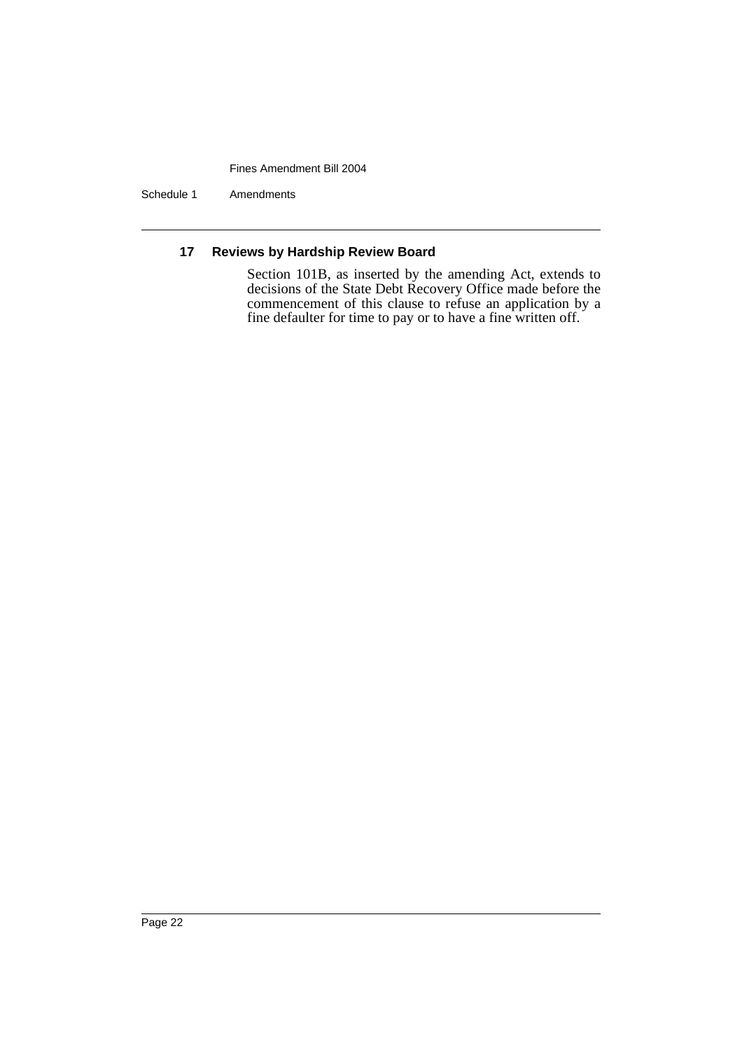## 17 Reviews by Hardship Review Board

Section 101B, as inserted by the amending Act, extends to decisions of the State Debt Recovery Office made before the commencement of this clause to refuse an application by a fine defaulter for time to pay or to have a fine written off.